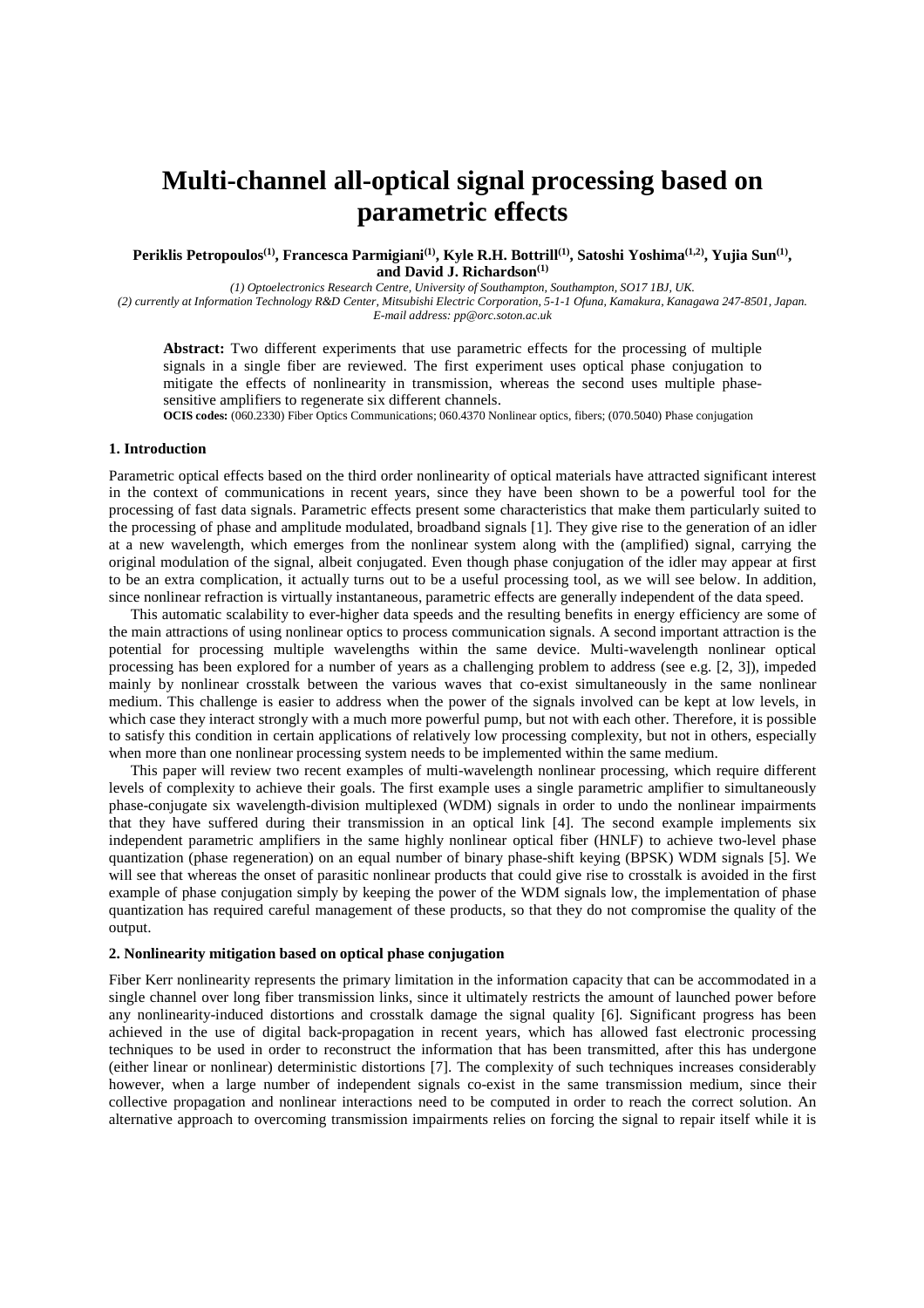# Multi-channel all-optical signal processing based on parametric effects

**Periklis Petropoulos[(1)], Francesca Parmigiani[(1)], Kyle R.H. Bottrill[(1)], Satoshi Yoshima[(1,2)], Yujia Sun[(1)], and David J. Richardson[(1)]**

*(1) Optoelectronics Research Centre, University of Southampton, Southampton, SO17 1BJ, UK.*
*(2) currently at Information Technology R&D Center, Mitsubishi Electric Corporation, 5-1-1 Ofuna, Kamakura, Kanagawa 247-8501, Japan.*
*E-mail address: pp@orc.soton.ac.uk*

**Abstract:** Two different experiments that use parametric effects for the processing of multiple signals in a single fiber are reviewed. The first experiment uses optical phase conjugation to mitigate the effects of nonlinearity in transmission, whereas the second uses multiple phase-sensitive amplifiers to regenerate six different channels.

**OCIS codes:** (060.2330) Fiber Optics Communications; 060.4370 Nonlinear optics, fibers; (070.5040) Phase conjugation

### 1. Introduction

Parametric optical effects based on the third order nonlinearity of optical materials have attracted significant interest in the context of communications in recent years, since they have been shown to be a powerful tool for the processing of fast data signals. Parametric effects present some characteristics that make them particularly suited to the processing of phase and amplitude modulated, broadband signals [1]. They give rise to the generation of an idler at a new wavelength, which emerges from the nonlinear system along with the (amplified) signal, carrying the original modulation of the signal, albeit conjugated. Even though phase conjugation of the idler may appear at first to be an extra complication, it actually turns out to be a useful processing tool, as we will see below. In addition, since nonlinear refraction is virtually instantaneous, parametric effects are generally independent of the data speed.

This automatic scalability to ever-higher data speeds and the resulting benefits in energy efficiency are some of the main attractions of using nonlinear optics to process communication signals. A second important attraction is the potential for processing multiple wavelengths within the same device. Multi-wavelength nonlinear optical processing has been explored for a number of years as a challenging problem to address (see e.g. [2, 3]), impeded mainly by nonlinear crosstalk between the various waves that co-exist simultaneously in the same nonlinear medium. This challenge is easier to address when the power of the signals involved can be kept at low levels, in which case they interact strongly with a much more powerful pump, but not with each other. Therefore, it is possible to satisfy this condition in certain applications of relatively low processing complexity, but not in others, especially when more than one nonlinear processing system needs to be implemented within the same medium.

This paper will review two recent examples of multi-wavelength nonlinear processing, which require different levels of complexity to achieve their goals. The first example uses a single parametric amplifier to simultaneously phase-conjugate six wavelength-division multiplexed (WDM) signals in order to undo the nonlinear impairments that they have suffered during their transmission in an optical link [4]. The second example implements six independent parametric amplifiers in the same highly nonlinear optical fiber (HNLF) to achieve two-level phase quantization (phase regeneration) on an equal number of binary phase-shift keying (BPSK) WDM signals [5]. We will see that whereas the onset of parasitic nonlinear products that could give rise to crosstalk is avoided in the first example of phase conjugation simply by keeping the power of the WDM signals low, the implementation of phase quantization has required careful management of these products, so that they do not compromise the quality of the output.

### 2. Nonlinearity mitigation based on optical phase conjugation

Fiber Kerr nonlinearity represents the primary limitation in the information capacity that can be accommodated in a single channel over long fiber transmission links, since it ultimately restricts the amount of launched power before any nonlinearity-induced distortions and crosstalk damage the signal quality [6]. Significant progress has been achieved in the use of digital back-propagation in recent years, which has allowed fast electronic processing techniques to be used in order to reconstruct the information that has been transmitted, after this has undergone (either linear or nonlinear) deterministic distortions [7]. The complexity of such techniques increases considerably however, when a large number of independent signals co-exist in the same transmission medium, since their collective propagation and nonlinear interactions need to be computed in order to reach the correct solution. An alternative approach to overcoming transmission impairments relies on forcing the signal to repair itself while it is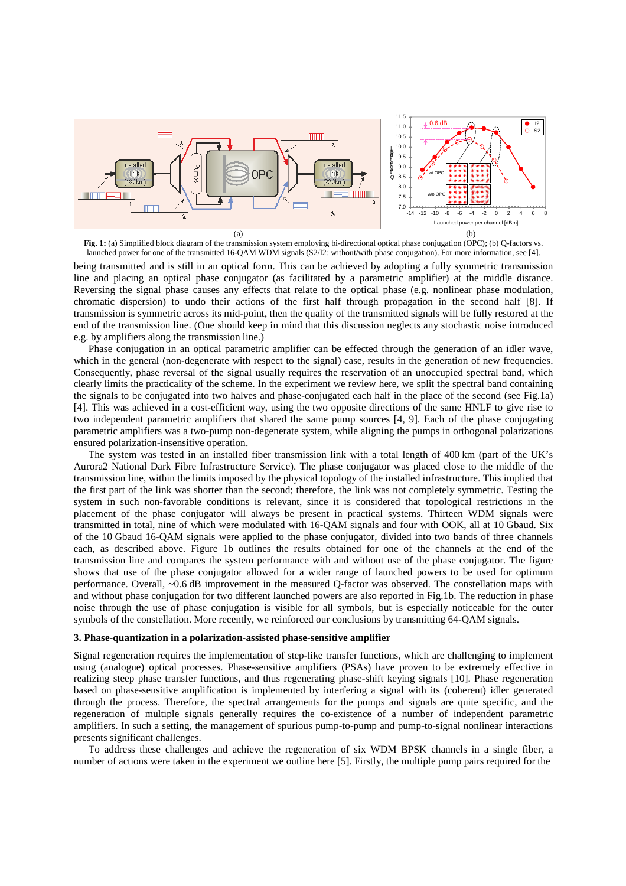**Fig. 1:** (a) Simplified block diagram of the transmission system employing bi-directional optical phase conjugation (OPC); (b) Q-factors vs. launched power for one of the transmitted 16-QAM WDM signals (S2/I2: without/with phase conjugation). For more information, see [4].

being transmitted and is still in an optical form. This can be achieved by adopting a fully symmetric transmission line and placing an optical phase conjugator (as facilitated by a parametric amplifier) at the middle distance. Reversing the signal phase causes any effects that relate to the optical phase (e.g. nonlinear phase modulation, chromatic dispersion) to undo their actions of the first half through propagation in the second half [8]. If transmission is symmetric across its mid-point, then the quality of the transmitted signals will be fully restored at the end of the transmission line. (One should keep in mind that this discussion neglects any stochastic noise introduced e.g. by amplifiers along the transmission line.)

Phase conjugation in an optical parametric amplifier can be effected through the generation of an idler wave, which in the general (non-degenerate with respect to the signal) case, results in the generation of new frequencies. Consequently, phase reversal of the signal usually requires the reservation of an unoccupied spectral band, which clearly limits the practicality of the scheme. In the experiment we review here, we split the spectral band containing the signals to be conjugated into two halves and phase-conjugated each half in the place of the second (see Fig.1a) [4]. This was achieved in a cost-efficient way, using the two opposite directions of the same HNLF to give rise to two independent parametric amplifiers that shared the same pump sources [4, 9]. Each of the phase conjugating parametric amplifiers was a two-pump non-degenerate system, while aligning the pumps in orthogonal polarizations ensured polarization-insensitive operation.

The system was tested in an installed fiber transmission link with a total length of 400 km (part of the UK's Aurora2 National Dark Fibre Infrastructure Service). The phase conjugator was placed close to the middle of the transmission line, within the limits imposed by the physical topology of the installed infrastructure. This implied that the first part of the link was shorter than the second; therefore, the link was not completely symmetric. Testing the system in such non-favorable conditions is relevant, since it is considered that topological restrictions in the placement of the phase conjugator will always be present in practical systems. Thirteen WDM signals were transmitted in total, nine of which were modulated with 16-QAM signals and four with OOK, all at 10 Gbaud. Six of the 10 Gbaud 16-QAM signals were applied to the phase conjugator, divided into two bands of three channels each, as described above. Figure 1b outlines the results obtained for one of the channels at the end of the transmission line and compares the system performance with and without use of the phase conjugator. The figure shows that use of the phase conjugator allowed for a wider range of launched powers to be used for optimum performance. Overall, ~0.6 dB improvement in the measured Q-factor was observed. The constellation maps with and without phase conjugation for two different launched powers are also reported in Fig.1b. The reduction in phase noise through the use of phase conjugation is visible for all symbols, but is especially noticeable for the outer symbols of the constellation. More recently, we reinforced our conclusions by transmitting 64-QAM signals.

### 3. Phase-quantization in a polarization-assisted phase-sensitive amplifier

Signal regeneration requires the implementation of step-like transfer functions, which are challenging to implement using (analogue) optical processes. Phase-sensitive amplifiers (PSAs) have proven to be extremely effective in realizing steep phase transfer functions, and thus regenerating phase-shift keying signals [10]. Phase regeneration based on phase-sensitive amplification is implemented by interfering a signal with its (coherent) idler generated through the process. Therefore, the spectral arrangements for the pumps and signals are quite specific, and the regeneration of multiple signals generally requires the co-existence of a number of independent parametric amplifiers. In such a setting, the management of spurious pump-to-pump and pump-to-signal nonlinear interactions presents significant challenges.

To address these challenges and achieve the regeneration of six WDM BPSK channels in a single fiber, a number of actions were taken in the experiment we outline here [5]. Firstly, the multiple pump pairs required for the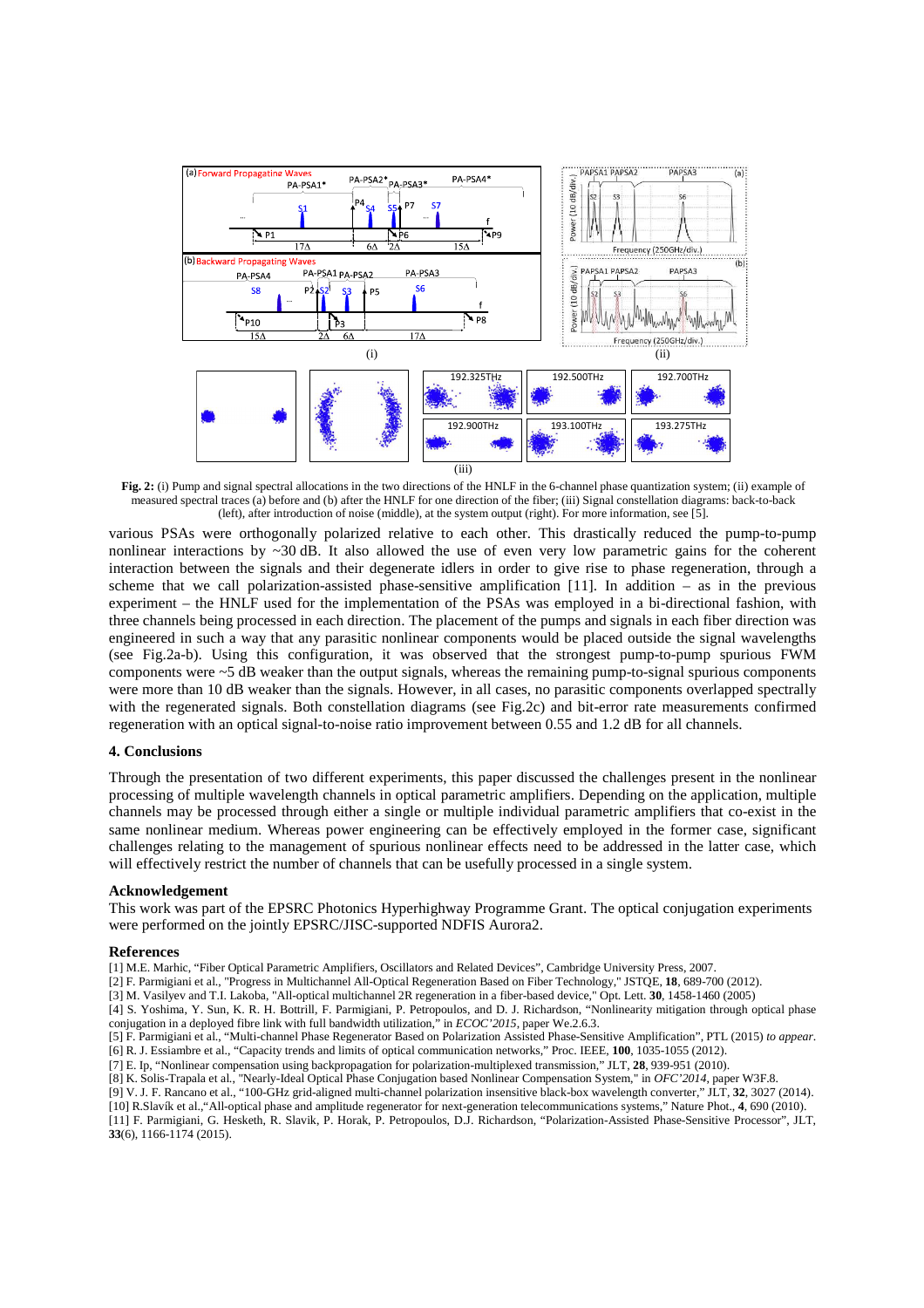(a) Forward Propagating Waves
PA-PSA1*
PA-PSA2*
PA-PSA3*
PA-PSA4*
S1
P4
S4
S5
P7
S7
P1
P6
P9
f
17Δ
6Δ
2Δ
15Δ

(b) Backward Propagating Waves
PA-PSA4
PA-PSA1
PA-PSA2
PA-PSA3
S8
P2
S2
S3
P5
S6
P10
P3
P8
f
15Δ
2Δ
6Δ
17Δ

(i)

PAPSA1 PAPSA2 PAPSA3 (a)
S2 S3 S6
Power (10 dB/div.)
Frequency (250GHz/div.)

PAPSA1 PAPSA2 PAPSA3 (b)
S2 S3 S6
Power (10 dB/div.)
Frequency (250GHz/div.)

(ii)

192.325THz
192.500THz
192.700THz
192.900THz
193.100THz
193.275THz

(iii)

**Fig. 2:** (i) Pump and signal spectral allocations in the two directions of the HNLF in the 6-channel phase quantization system; (ii) example of measured spectral traces (a) before and (b) after the HNLF for one direction of the fiber; (iii) Signal constellation diagrams: back-to-back (left), after introduction of noise (middle), at the system output (right). For more information, see [5].

various PSAs were orthogonally polarized relative to each other. This drastically reduced the pump-to-pump nonlinear interactions by ~30 dB. It also allowed the use of even very low parametric gains for the coherent interaction between the signals and their degenerate idlers in order to give rise to phase regeneration, through a scheme that we call polarization-assisted phase-sensitive amplification [11]. In addition – as in the previous experiment – the HNLF used for the implementation of the PSAs was employed in a bi-directional fashion, with three channels being processed in each direction. The placement of the pumps and signals in each fiber direction was engineered in such a way that any parasitic nonlinear components would be placed outside the signal wavelengths (see Fig.2a-b). Using this configuration, it was observed that the strongest pump-to-pump spurious FWM components were ~5 dB weaker than the output signals, whereas the remaining pump-to-signal spurious components were more than 10 dB weaker than the signals. However, in all cases, no parasitic components overlapped spectrally with the regenerated signals. Both constellation diagrams (see Fig.2c) and bit-error rate measurements confirmed regeneration with an optical signal-to-noise ratio improvement between 0.55 and 1.2 dB for all channels.

## 4. Conclusions

Through the presentation of two different experiments, this paper discussed the challenges present in the nonlinear processing of multiple wavelength channels in optical parametric amplifiers. Depending on the application, multiple channels may be processed through either a single or multiple individual parametric amplifiers that co-exist in the same nonlinear medium. Whereas power engineering can be effectively employed in the former case, significant challenges relating to the management of spurious nonlinear effects need to be addressed in the latter case, which will effectively restrict the number of channels that can be usefully processed in a single system.

## Acknowledgement

This work was part of the EPSRC Photonics Hyperhighway Programme Grant. The optical conjugation experiments were performed on the jointly EPSRC/JISC-supported NDFIS Aurora2.

## References

[1] M.E. Marhic, "Fiber Optical Parametric Amplifiers, Oscillators and Related Devices", Cambridge University Press, 2007.
[2] F. Parmigiani et al., "Progress in Multichannel All-Optical Regeneration Based on Fiber Technology," JSTQE, **18**, 689-700 (2012).
[3] M. Vasilyev and T.I. Lakoba, "All-optical multichannel 2R regeneration in a fiber-based device," Opt. Lett. **30**, 1458-1460 (2005)
[4] S. Yoshima, Y. Sun, K. R. H. Bottrill, F. Parmigiani, P. Petropoulos, and D. J. Richardson, "Nonlinearity mitigation through optical phase conjugation in a deployed fibre link with full bandwidth utilization," in *ECOC'2015*, paper We.2.6.3.
[5] F. Parmigiani et al., "Multi-channel Phase Regenerator Based on Polarization Assisted Phase-Sensitive Amplification," PTL (2015) *to appear*.
[6] R. J. Essiambre et al., "Capacity trends and limits of optical communication networks," Proc. IEEE, **100**, 1035-1055 (2012).
[7] E. Ip, "Nonlinear compensation using backpropagation for polarization-multiplexed transmission," JLT, **28**, 939-951 (2010).
[8] K. Solis-Trapala et al., "Nearly-Ideal Optical Phase Conjugation based Nonlinear Compensation System," in *OFC'2014*, paper W3F.8.
[9] V. J. F. Rancano et al., "100-GHz grid-aligned multi-channel polarization insensitive black-box wavelength converter," JLT, **32**, 3027 (2014).
[10] R.Slavík et al.,"All-optical phase and amplitude regenerator for next-generation telecommunications systems," Nature Phot., **4**, 690 (2010).
[11] F. Parmigiani, G. Hesketh, R. Slavik, P. Horak, P. Petropoulos, D.J. Richardson, "Polarization-Assisted Phase-Sensitive Processor", JLT, **33**(6), 1166-1174 (2015).